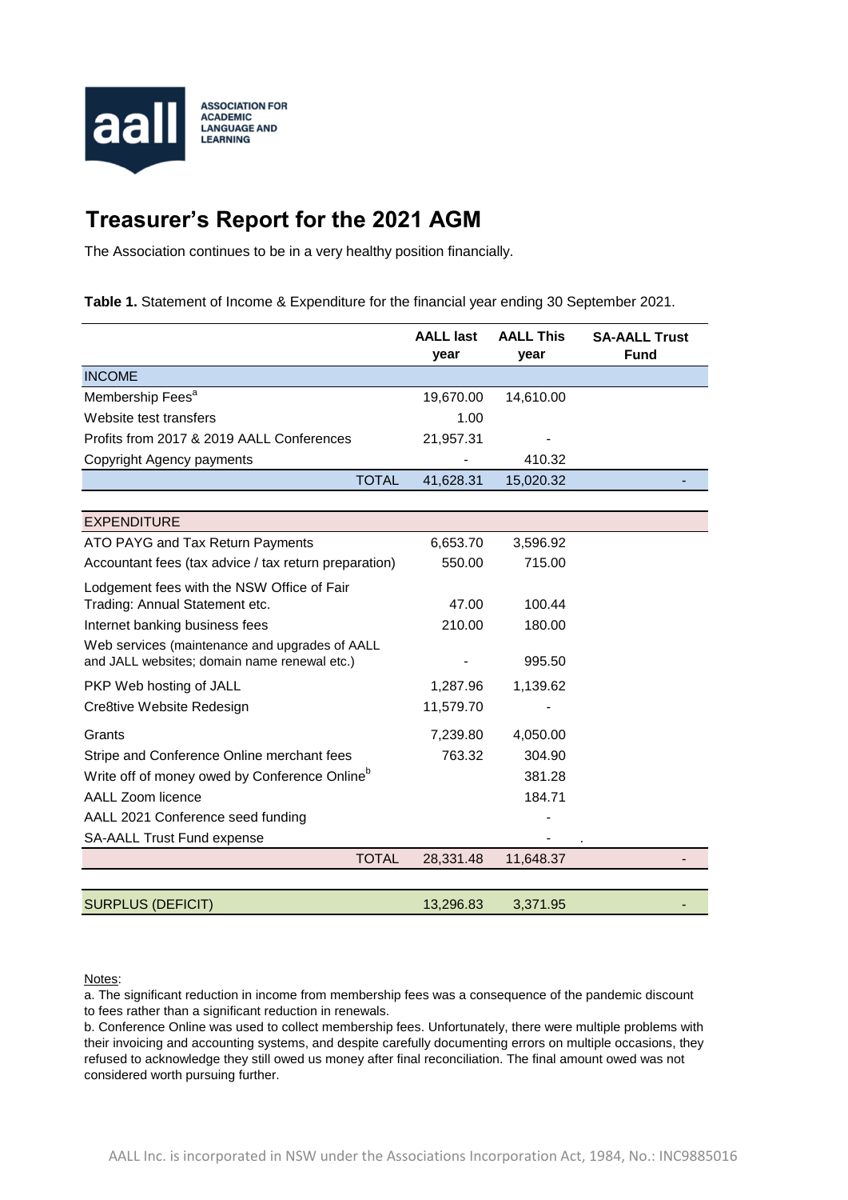ASSOCIATION FOR ACADEMIC LANGUAGE AND LEARNING

# Treasurer's Report for the 2021 AGM

The Association continues to be in a very healthy position financially.

**Table 1.** Statement of Income & Expenditure for the financial year ending 30 September 2021.

| | AALL last year | AALL This year | SA-AALL Trust Fund |
|---|---|---|---|
| **INCOME** | | | |
| Membership Fees[a] | 19,670.00 | 14,610.00 | |
| Website test transfers | 1.00 | | |
| Profits from 2017 & 2019 AALL Conferences | 21,957.31 | - | |
| Copyright Agency payments | - | 410.32 | |
| TOTAL | 41,628.31 | 15,020.32 | - |
| **EXPENDITURE** | | | |
| ATO PAYG and Tax Return Payments | 6,653.70 | 3,596.92 | |
| Accountant fees (tax advice / tax return preparation) | 550.00 | 715.00 | |
| Lodgement fees with the NSW Office of Fair Trading: Annual Statement etc. | 47.00 | 100.44 | |
| Internet banking business fees | 210.00 | 180.00 | |
| Web services (maintenance and upgrades of AALL and JALL websites; domain name renewal etc.) | - | 995.50 | |
| PKP Web hosting of JALL | 1,287.96 | 1,139.62 | |
| Cre8tive Website Redesign | 11,579.70 | - | |
| Grants | 7,239.80 | 4,050.00 | |
| Stripe and Conference Online merchant fees | 763.32 | 304.90 | |
| Write off of money owed by Conference Online[b] | | 381.28 | |
| AALL Zoom licence | | 184.71 | |
| AALL 2021 Conference seed funding | | - | |
| SA-AALL Trust Fund expense | | - | . |
| TOTAL | 28,331.48 | 11,648.37 | - |
| **SURPLUS (DEFICIT)** | 13,296.83 | 3,371.95 | - |

Notes:

a. The significant reduction in income from membership fees was a consequence of the pandemic discount to fees rather than a significant reduction in renewals.

b. Conference Online was used to collect membership fees. Unfortunately, there were multiple problems with their invoicing and accounting systems, and despite carefully documenting errors on multiple occasions, they refused to acknowledge they still owed us money after final reconciliation. The final amount owed was not considered worth pursuing further.

AALL Inc. is incorporated in NSW under the Associations Incorporation Act, 1984, No.: INC9885016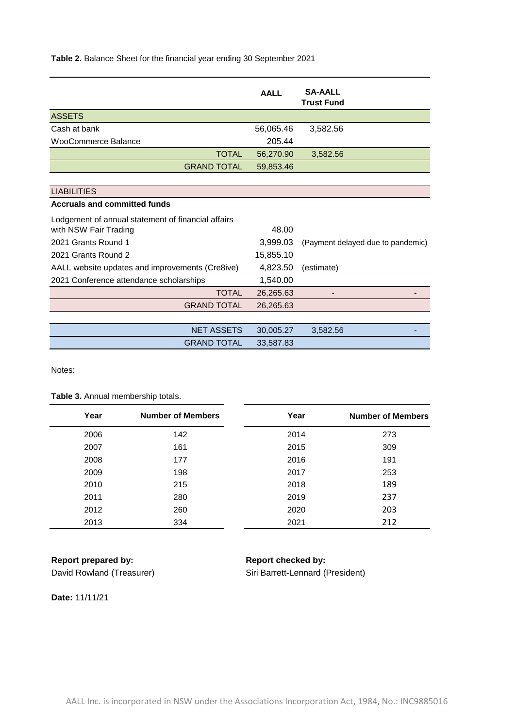**Table 2.** Balance Sheet for the financial year ending 30 September 2021

| | AALL | SA-AALL Trust Fund | |
|---|---|---|---|
| ASSETS | | | |
| Cash at bank | 56,065.46 | 3,582.56 | |
| WooCommerce Balance | 205.44 | | |
| TOTAL | 56,270.90 | 3,582.56 | |
| GRAND TOTAL | 59,853.46 | | |
| LIABILITIES | | | |
| **Accruals and committed funds** | | | |
| Lodgement of annual statement of financial affairs with NSW Fair Trading | 48.00 | | |
| 2021 Grants Round 1 | 3,999.03 | (Payment delayed due to pandemic) | |
| 2021 Grants Round 2 | 15,855.10 | | |
| AALL website updates and improvements (Cre8ive) | 4,823.50 | (estimate) | |
| 2021 Conference attendance scholarships | 1,540.00 | | |
| TOTAL | 26,265.63 | - | - |
| GRAND TOTAL | 26,265.63 | | |
| NET ASSETS | 30,005.27 | 3,582.56 | - |
| GRAND TOTAL | 33,587.83 | | |

Notes:

**Table 3.** Annual membership totals.

| Year | Number of Members | Year | Number of Members |
|---|---|---|---|
| 2006 | 142 | 2014 | 273 |
| 2007 | 161 | 2015 | 309 |
| 2008 | 177 | 2016 | 191 |
| 2009 | 198 | 2017 | 253 |
| 2010 | 215 | 2018 | 189 |
| 2011 | 280 | 2019 | 237 |
| 2012 | 260 | 2020 | 203 |
| 2013 | 334 | 2021 | 212 |

**Report prepared by:**
David Rowland (Treasurer)

**Report checked by:**
Siri Barrett-Lennard (President)

**Date:** 11/11/21

AALL Inc. is incorporated in NSW under the Associations Incorporation Act, 1984, No.: INC9885016